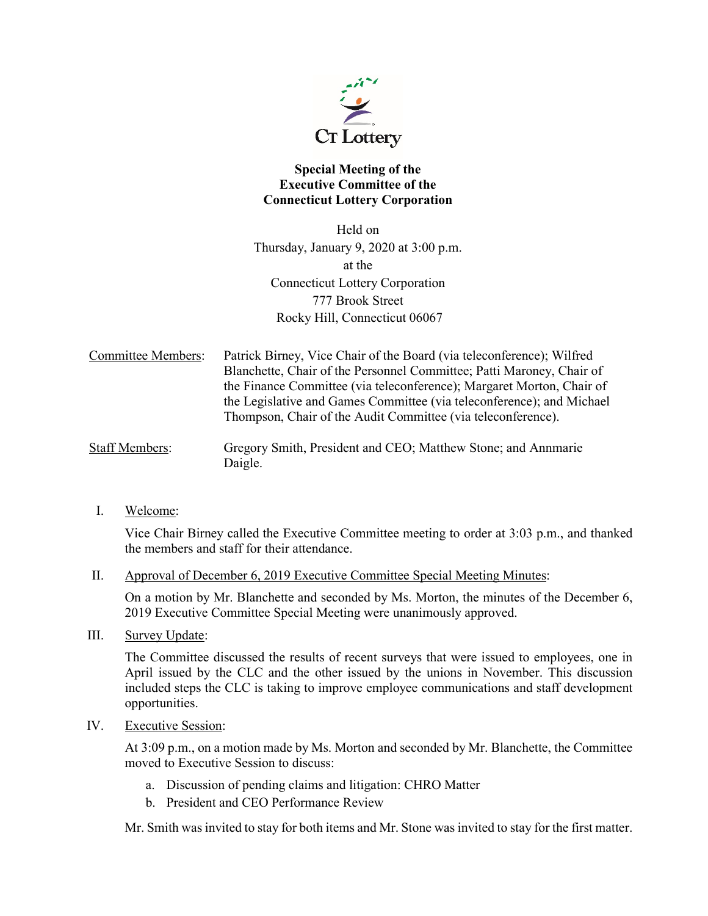CT Lottery

**Special Meeting of the**
**Executive Committee of the**
**Connecticut Lottery Corporation**

Held on
Thursday, January 9, 2020 at 3:00 p.m.
at the
Connecticut Lottery Corporation
777 Brook Street
Rocky Hill, Connecticut 06067

Committee Members: Patrick Birney, Vice Chair of the Board (via teleconference); Wilfred Blanchette, Chair of the Personnel Committee; Patti Maroney, Chair of the Finance Committee (via teleconference); Margaret Morton, Chair of the Legislative and Games Committee (via teleconference); and Michael Thompson, Chair of the Audit Committee (via teleconference).

Staff Members: Gregory Smith, President and CEO; Matthew Stone; and Annmarie Daigle.

I. Welcome:

Vice Chair Birney called the Executive Committee meeting to order at 3:03 p.m., and thanked the members and staff for their attendance.

II. Approval of December 6, 2019 Executive Committee Special Meeting Minutes:

On a motion by Mr. Blanchette and seconded by Ms. Morton, the minutes of the December 6, 2019 Executive Committee Special Meeting were unanimously approved.

III. Survey Update:

The Committee discussed the results of recent surveys that were issued to employees, one in April issued by the CLC and the other issued by the unions in November. This discussion included steps the CLC is taking to improve employee communications and staff development opportunities.

IV. Executive Session:

At 3:09 p.m., on a motion made by Ms. Morton and seconded by Mr. Blanchette, the Committee moved to Executive Session to discuss:

a. Discussion of pending claims and litigation: CHRO Matter
b. President and CEO Performance Review

Mr. Smith was invited to stay for both items and Mr. Stone was invited to stay for the first matter.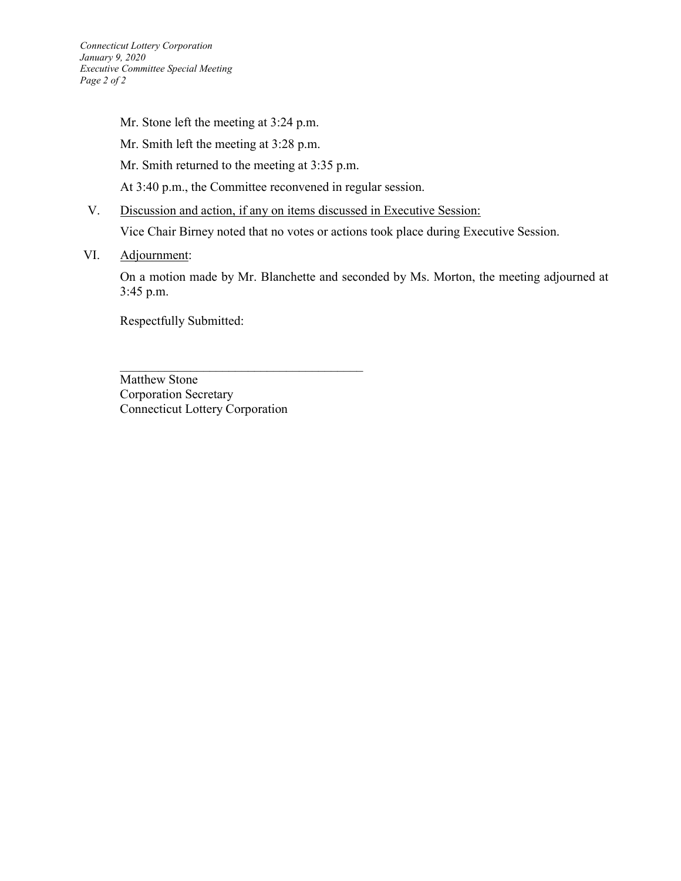Mr. Stone left the meeting at 3:24 p.m.

Mr. Smith left the meeting at 3:28 p.m.

Mr. Smith returned to the meeting at 3:35 p.m.

At 3:40 p.m., the Committee reconvened in regular session.

V. Discussion and action, if any on items discussed in Executive Session:

Vice Chair Birney noted that no votes or actions took place during Executive Session.

VI. Adjournment:

On a motion made by Mr. Blanchette and seconded by Ms. Morton, the meeting adjourned at 3:45 p.m.

Respectfully Submitted:

\_\_\_\_\_\_\_\_\_\_\_\_\_\_\_\_\_\_\_\_\_\_\_\_\_\_\_\_\_\_\_\_\_\_\_\_\_\_

Matthew Stone
Corporation Secretary
Connecticut Lottery Corporation